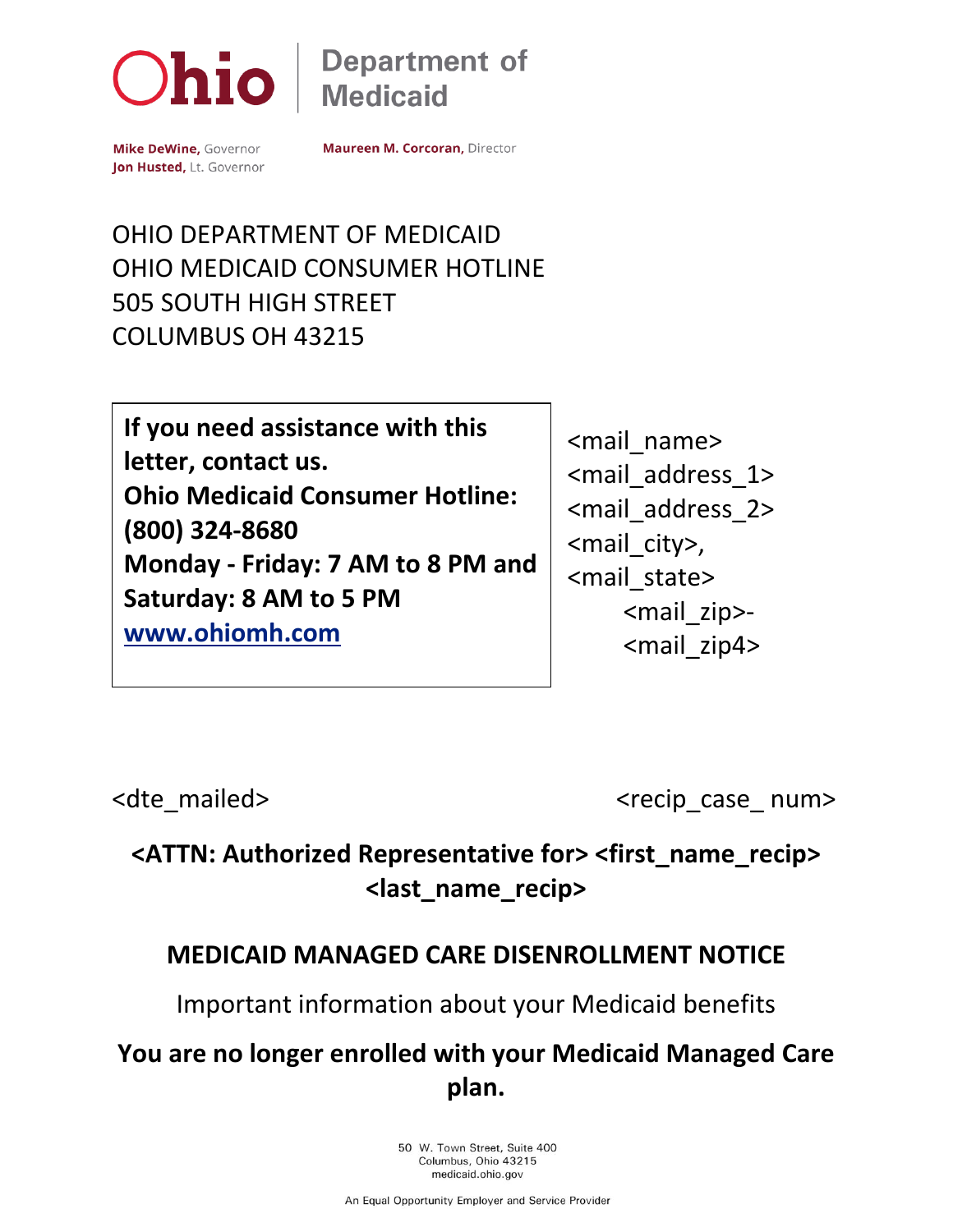Ohio | Department of Medicaid

**Mike DeWine,** Governor
**Jon Husted,** Lt. Governor

**Maureen M. Corcoran,** Director

OHIO DEPARTMENT OF MEDICAID
OHIO MEDICAID CONSUMER HOTLINE
505 SOUTH HIGH STREET
COLUMBUS OH 43215

**If you need assistance with this letter, contact us.**
**Ohio Medicaid Consumer Hotline:**
**(800) 324-8680**
**Monday - Friday: 7 AM to 8 PM and Saturday: 8 AM to 5 PM**
**[www.ohiomh.com](http://www.ohiomh.com)**

<mail_name>
<mail_address_1>
<mail_address_2>
<mail_city>,
<mail_state>
<mail_zip>-
<mail_zip4>

<dte_mailed>

<recip_case_ num>

**<ATTN: Authorized Representative for> <first_name_recip> <last_name_recip>**

## MEDICAID MANAGED CARE DISENROLLMENT NOTICE

Important information about your Medicaid benefits

**You are no longer enrolled with your Medicaid Managed Care plan.**

50 W. Town Street, Suite 400
Columbus, Ohio 43215
medicaid.ohio.gov

An Equal Opportunity Employer and Service Provider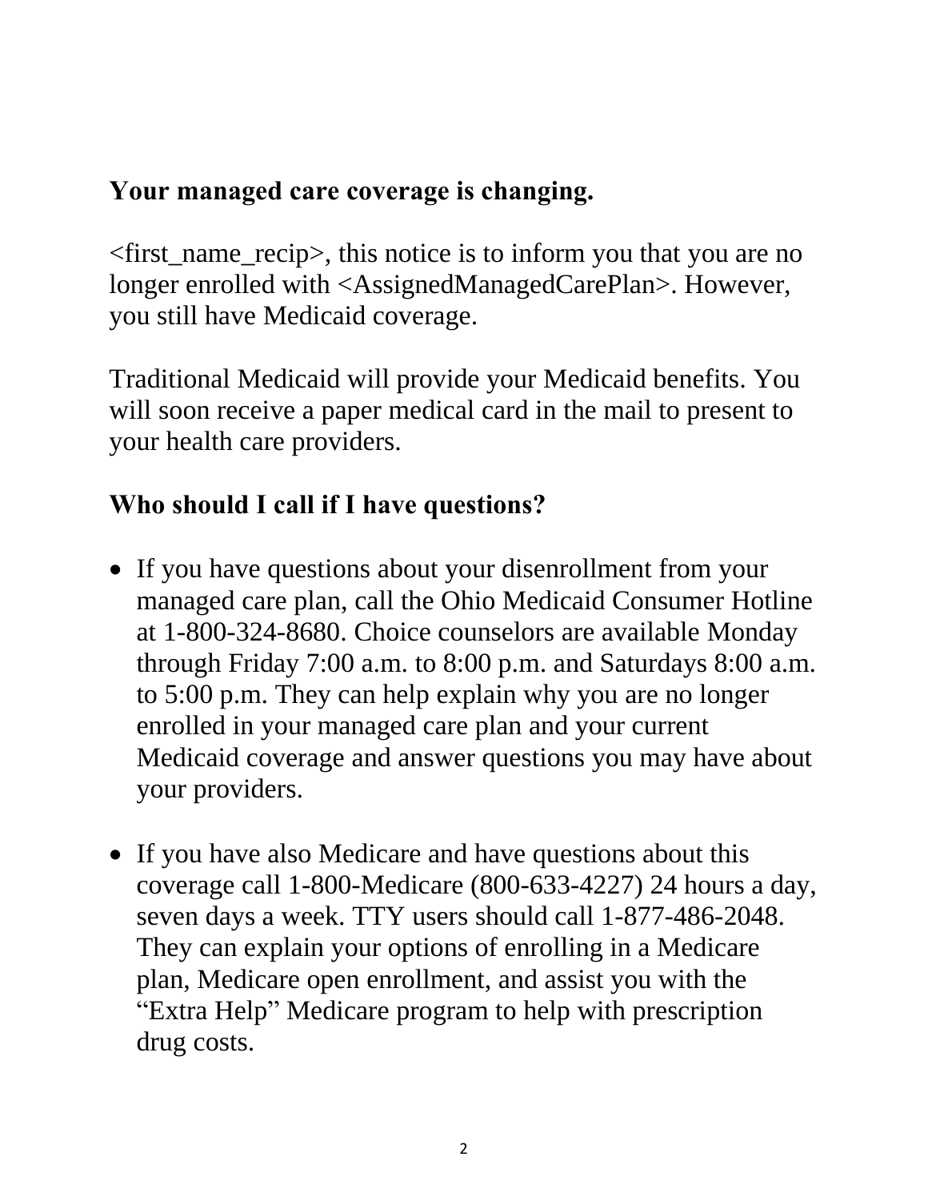## Your managed care coverage is changing.

<first_name_recip>, this notice is to inform you that you are no longer enrolled with <AssignedManagedCarePlan>. However, you still have Medicaid coverage.

Traditional Medicaid will provide your Medicaid benefits. You will soon receive a paper medical card in the mail to present to your health care providers.

## Who should I call if I have questions?

- If you have questions about your disenrollment from your managed care plan, call the Ohio Medicaid Consumer Hotline at 1-800-324-8680. Choice counselors are available Monday through Friday 7:00 a.m. to 8:00 p.m. and Saturdays 8:00 a.m. to 5:00 p.m. They can help explain why you are no longer enrolled in your managed care plan and your current Medicaid coverage and answer questions you may have about your providers.

- If you have also Medicare and have questions about this coverage call 1-800-Medicare (800-633-4227) 24 hours a day, seven days a week. TTY users should call 1-877-486-2048. They can explain your options of enrolling in a Medicare plan, Medicare open enrollment, and assist you with the "Extra Help" Medicare program to help with prescription drug costs.